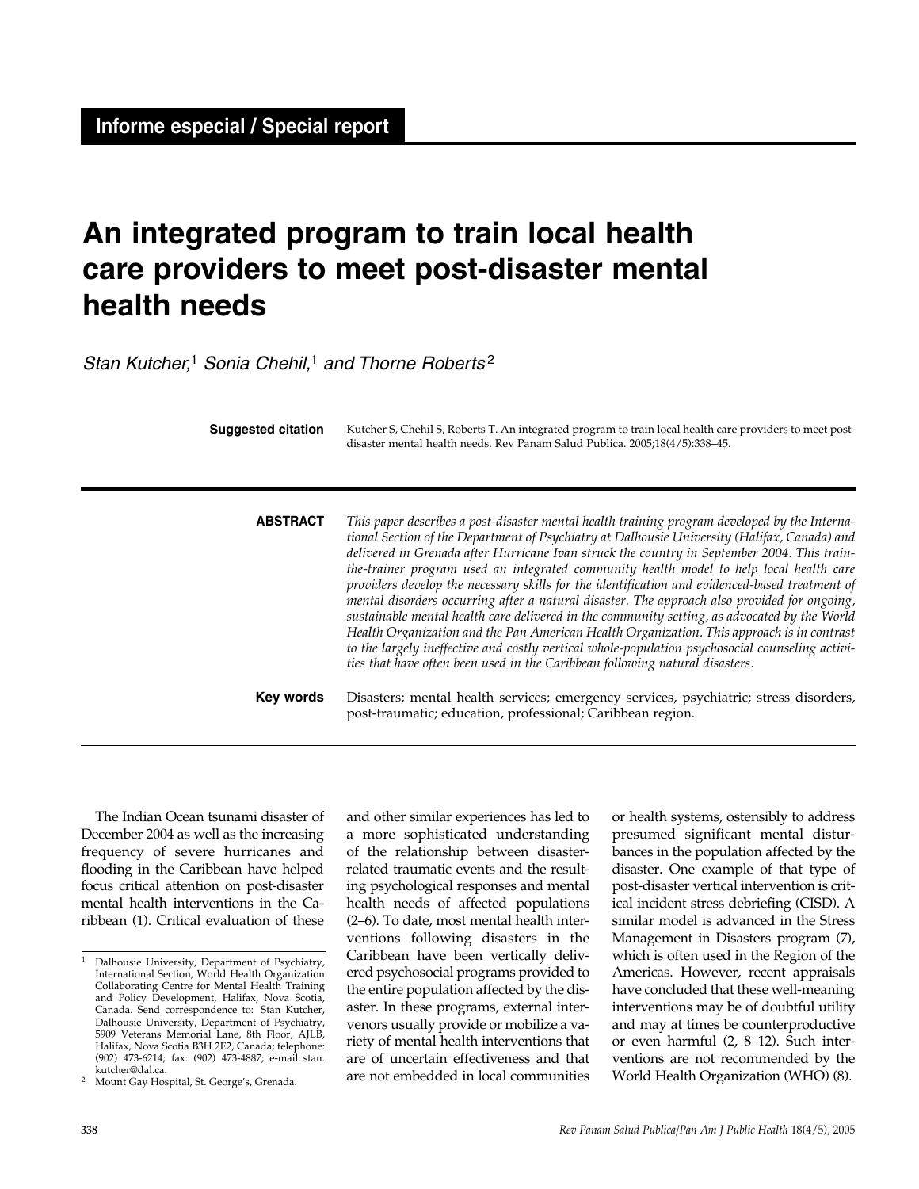Informe especial / Special report

# An integrated program to train local health care providers to meet post-disaster mental health needs

*Stan Kutcher,[1] Sonia Chehil,[1] and Thorne Roberts[2]*

**Suggested citation** Kutcher S, Chehil S, Roberts T. An integrated program to train local health care providers to meet post-disaster mental health needs. Rev Panam Salud Publica. 2005;18(4/5):338–45.

**ABSTRACT** *This paper describes a post-disaster mental health training program developed by the International Section of the Department of Psychiatry at Dalhousie University (Halifax, Canada) and delivered in Grenada after Hurricane Ivan struck the country in September 2004. This train-the-trainer program used an integrated community health model to help local health care providers develop the necessary skills for the identification and evidenced-based treatment of mental disorders occurring after a natural disaster. The approach also provided for ongoing, sustainable mental health care delivered in the community setting, as advocated by the World Health Organization and the Pan American Health Organization. This approach is in contrast to the largely ineffective and costly vertical whole-population psychosocial counseling activities that have often been used in the Caribbean following natural disasters.*

**Key words** Disasters; mental health services; emergency services, psychiatric; stress disorders, post-traumatic; education, professional; Caribbean region.

The Indian Ocean tsunami disaster of December 2004 as well as the increasing frequency of severe hurricanes and flooding in the Caribbean have helped focus critical attention on post-disaster mental health interventions in the Caribbean (1). Critical evaluation of these and other similar experiences has led to a more sophisticated understanding of the relationship between disaster-related traumatic events and the resulting psychological responses and mental health needs of affected populations (2–6). To date, most mental health interventions following disasters in the Caribbean have been vertically delivered psychosocial programs provided to the entire population affected by the disaster. In these programs, external intervenors usually provide or mobilize a variety of mental health interventions that are of uncertain effectiveness and that are not embedded in local communities or health systems, ostensibly to address presumed significant mental disturbances in the population affected by the disaster. One example of that type of post-disaster vertical intervention is critical incident stress debriefing (CISD). A similar model is advanced in the Stress Management in Disasters program (7), which is often used in the Region of the Americas. However, recent appraisals have concluded that these well-meaning interventions may be of doubtful utility and may at times be counterproductive or even harmful (2, 8–12). Such interventions are not recommended by the World Health Organization (WHO) (8).

---

[1] Dalhousie University, Department of Psychiatry, International Section, World Health Organization Collaborating Centre for Mental Health Training and Policy Development, Halifax, Nova Scotia, Canada. Send correspondence to: Stan Kutcher, Dalhousie University, Department of Psychiatry, 5909 Veterans Memorial Lane, 8th Floor, AJLB, Halifax, Nova Scotia B3H 2E2, Canada; telephone: (902) 473-6214; fax: (902) 473-4887; e-mail: stan.kutcher@dal.ca.

[2] Mount Gay Hospital, St. George's, Grenada.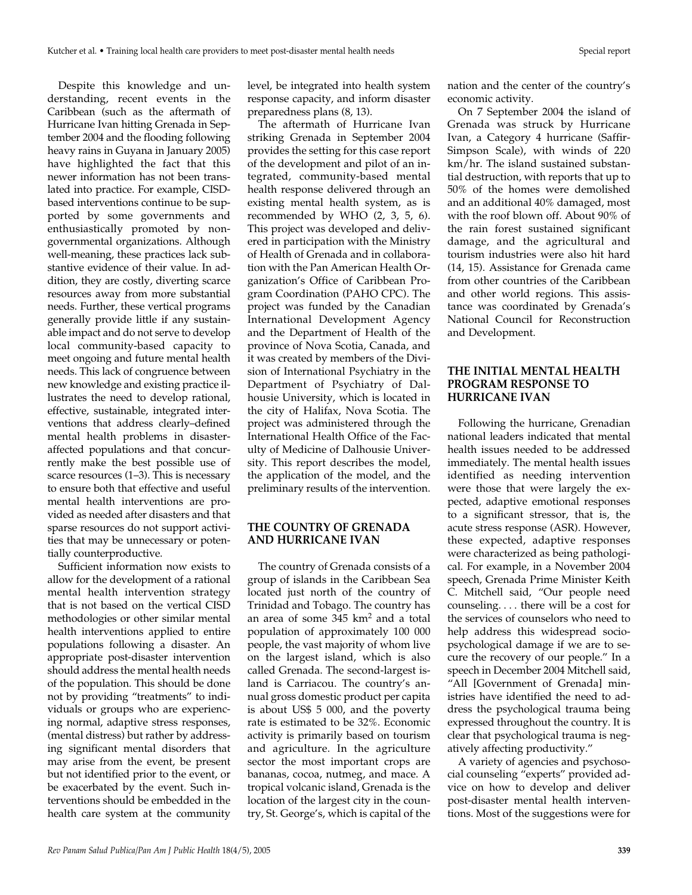Despite this knowledge and understanding, recent events in the Caribbean (such as the aftermath of Hurricane Ivan hitting Grenada in September 2004 and the flooding following heavy rains in Guyana in January 2005) have highlighted the fact that this newer information has not been translated into practice. For example, CISD-based interventions continue to be supported by some governments and enthusiastically promoted by nongovernmental organizations. Although well-meaning, these practices lack substantive evidence of their value. In addition, they are costly, diverting scarce resources away from more substantial needs. Further, these vertical programs generally provide little if any sustainable impact and do not serve to develop local community-based capacity to meet ongoing and future mental health needs. This lack of congruence between new knowledge and existing practice illustrates the need to develop rational, effective, sustainable, integrated interventions that address clearly–defined mental health problems in disaster-affected populations and that concurrently make the best possible use of scarce resources (1–3). This is necessary to ensure both that effective and useful mental health interventions are provided as needed after disasters and that sparse resources do not support activities that may be unnecessary or potentially counterproductive.

Sufficient information now exists to allow for the development of a rational mental health intervention strategy that is not based on the vertical CISD methodologies or other similar mental health interventions applied to entire populations following a disaster. An appropriate post-disaster intervention should address the mental health needs of the population. This should be done not by providing "treatments" to individuals or groups who are experiencing normal, adaptive stress responses, (mental distress) but rather by addressing significant mental disorders that may arise from the event, be present but not identified prior to the event, or be exacerbated by the event. Such interventions should be embedded in the health care system at the community level, be integrated into health system response capacity, and inform disaster preparedness plans (8, 13).

The aftermath of Hurricane Ivan striking Grenada in September 2004 provides the setting for this case report of the development and pilot of an integrated, community-based mental health response delivered through an existing mental health system, as is recommended by WHO (2, 3, 5, 6). This project was developed and delivered in participation with the Ministry of Health of Grenada and in collaboration with the Pan American Health Organization's Office of Caribbean Program Coordination (PAHO CPC). The project was funded by the Canadian International Development Agency and the Department of Health of the province of Nova Scotia, Canada, and it was created by members of the Division of International Psychiatry in the Department of Psychiatry of Dalhousie University, which is located in the city of Halifax, Nova Scotia. The project was administered through the International Health Office of the Faculty of Medicine of Dalhousie University. This report describes the model, the application of the model, and the preliminary results of the intervention.

## THE COUNTRY OF GRENADA AND HURRICANE IVAN

The country of Grenada consists of a group of islands in the Caribbean Sea located just north of the country of Trinidad and Tobago. The country has an area of some 345 km$^2$ and a total population of approximately 100 000 people, the vast majority of whom live on the largest island, which is also called Grenada. The second-largest island is Carriacou. The country's annual gross domestic product per capita is about US$ 5 000, and the poverty rate is estimated to be 32%. Economic activity is primarily based on tourism and agriculture. In the agriculture sector the most important crops are bananas, cocoa, nutmeg, and mace. A tropical volcanic island, Grenada is the location of the largest city in the country, St. George's, which is capital of the nation and the center of the country's economic activity.

On 7 September 2004 the island of Grenada was struck by Hurricane Ivan, a Category 4 hurricane (Saffir-Simpson Scale), with winds of 220 km/hr. The island sustained substantial destruction, with reports that up to 50% of the homes were demolished and an additional 40% damaged, most with the roof blown off. About 90% of the rain forest sustained significant damage, and the agricultural and tourism industries were also hit hard (14, 15). Assistance for Grenada came from other countries of the Caribbean and other world regions. This assistance was coordinated by Grenada's National Council for Reconstruction and Development.

## THE INITIAL MENTAL HEALTH PROGRAM RESPONSE TO HURRICANE IVAN

Following the hurricane, Grenadian national leaders indicated that mental health issues needed to be addressed immediately. The mental health issues identified as needing intervention were those that were largely the expected, adaptive emotional responses to a significant stressor, that is, the acute stress response (ASR). However, these expected, adaptive responses were characterized as being pathological. For example, in a November 2004 speech, Grenada Prime Minister Keith C. Mitchell said, "Our people need counseling. . . . there will be a cost for the services of counselors who need to help address this widespread socio-psychological damage if we are to secure the recovery of our people." In a speech in December 2004 Mitchell said, "All [Government of Grenada] ministries have identified the need to address the psychological trauma being expressed throughout the country. It is clear that psychological trauma is negatively affecting productivity."

A variety of agencies and psychosocial counseling "experts" provided advice on how to develop and deliver post-disaster mental health interventions. Most of the suggestions were for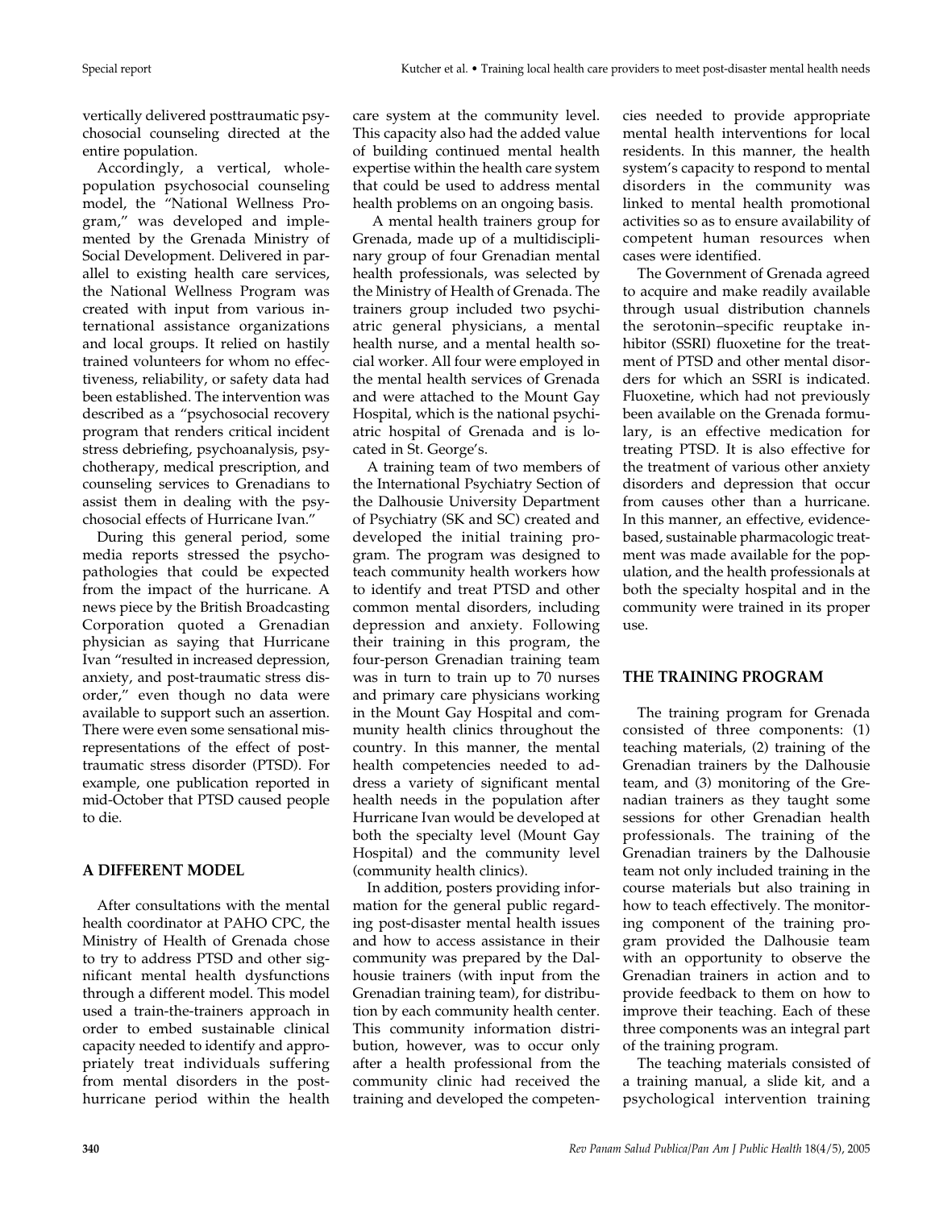vertically delivered posttraumatic psychosocial counseling directed at the entire population.

Accordingly, a vertical, whole-population psychosocial counseling model, the "National Wellness Program," was developed and implemented by the Grenada Ministry of Social Development. Delivered in parallel to existing health care services, the National Wellness Program was created with input from various international assistance organizations and local groups. It relied on hastily trained volunteers for whom no effectiveness, reliability, or safety data had been established. The intervention was described as a "psychosocial recovery program that renders critical incident stress debriefing, psychoanalysis, psychotherapy, medical prescription, and counseling services to Grenadians to assist them in dealing with the psychosocial effects of Hurricane Ivan."

During this general period, some media reports stressed the psychopathologies that could be expected from the impact of the hurricane. A news piece by the British Broadcasting Corporation quoted a Grenadian physician as saying that Hurricane Ivan "resulted in increased depression, anxiety, and post-traumatic stress disorder," even though no data were available to support such an assertion. There were even some sensational misrepresentations of the effect of posttraumatic stress disorder (PTSD). For example, one publication reported in mid-October that PTSD caused people to die.

## A DIFFERENT MODEL

After consultations with the mental health coordinator at PAHO CPC, the Ministry of Health of Grenada chose to try to address PTSD and other significant mental health dysfunctions through a different model. This model used a train-the-trainers approach in order to embed sustainable clinical capacity needed to identify and appropriately treat individuals suffering from mental disorders in the post-hurricane period within the health care system at the community level. This capacity also had the added value of building continued mental health expertise within the health care system that could be used to address mental health problems on an ongoing basis.

A mental health trainers group for Grenada, made up of a multidisciplinary group of four Grenadian mental health professionals, was selected by the Ministry of Health of Grenada. The trainers group included two psychiatric general physicians, a mental health nurse, and a mental health social worker. All four were employed in the mental health services of Grenada and were attached to the Mount Gay Hospital, which is the national psychiatric hospital of Grenada and is located in St. George's.

A training team of two members of the International Psychiatry Section of the Dalhousie University Department of Psychiatry (SK and SC) created and developed the initial training program. The program was designed to teach community health workers how to identify and treat PTSD and other common mental disorders, including depression and anxiety. Following their training in this program, the four-person Grenadian training team was in turn to train up to 70 nurses and primary care physicians working in the Mount Gay Hospital and community health clinics throughout the country. In this manner, the mental health competencies needed to address a variety of significant mental health needs in the population after Hurricane Ivan would be developed at both the specialty level (Mount Gay Hospital) and the community level (community health clinics).

In addition, posters providing information for the general public regarding post-disaster mental health issues and how to access assistance in their community was prepared by the Dalhousie trainers (with input from the Grenadian training team), for distribution by each community health center. This community information distribution, however, was to occur only after a health professional from the community clinic had received the training and developed the competencies needed to provide appropriate mental health interventions for local residents. In this manner, the health system's capacity to respond to mental disorders in the community was linked to mental health promotional activities so as to ensure availability of competent human resources when cases were identified.

The Government of Grenada agreed to acquire and make readily available through usual distribution channels the serotonin–specific reuptake inhibitor (SSRI) fluoxetine for the treatment of PTSD and other mental disorders for which an SSRI is indicated. Fluoxetine, which had not previously been available on the Grenada formulary, is an effective medication for treating PTSD. It is also effective for the treatment of various other anxiety disorders and depression that occur from causes other than a hurricane. In this manner, an effective, evidence-based, sustainable pharmacologic treatment was made available for the population, and the health professionals at both the specialty hospital and in the community were trained in its proper use.

## THE TRAINING PROGRAM

The training program for Grenada consisted of three components: (1) teaching materials, (2) training of the Grenadian trainers by the Dalhousie team, and (3) monitoring of the Grenadian trainers as they taught some sessions for other Grenadian health professionals. The training of the Grenadian trainers by the Dalhousie team not only included training in the course materials but also training in how to teach effectively. The monitoring component of the training program provided the Dalhousie team with an opportunity to observe the Grenadian trainers in action and to provide feedback to them on how to improve their teaching. Each of these three components was an integral part of the training program.

The teaching materials consisted of a training manual, a slide kit, and a psychological intervention training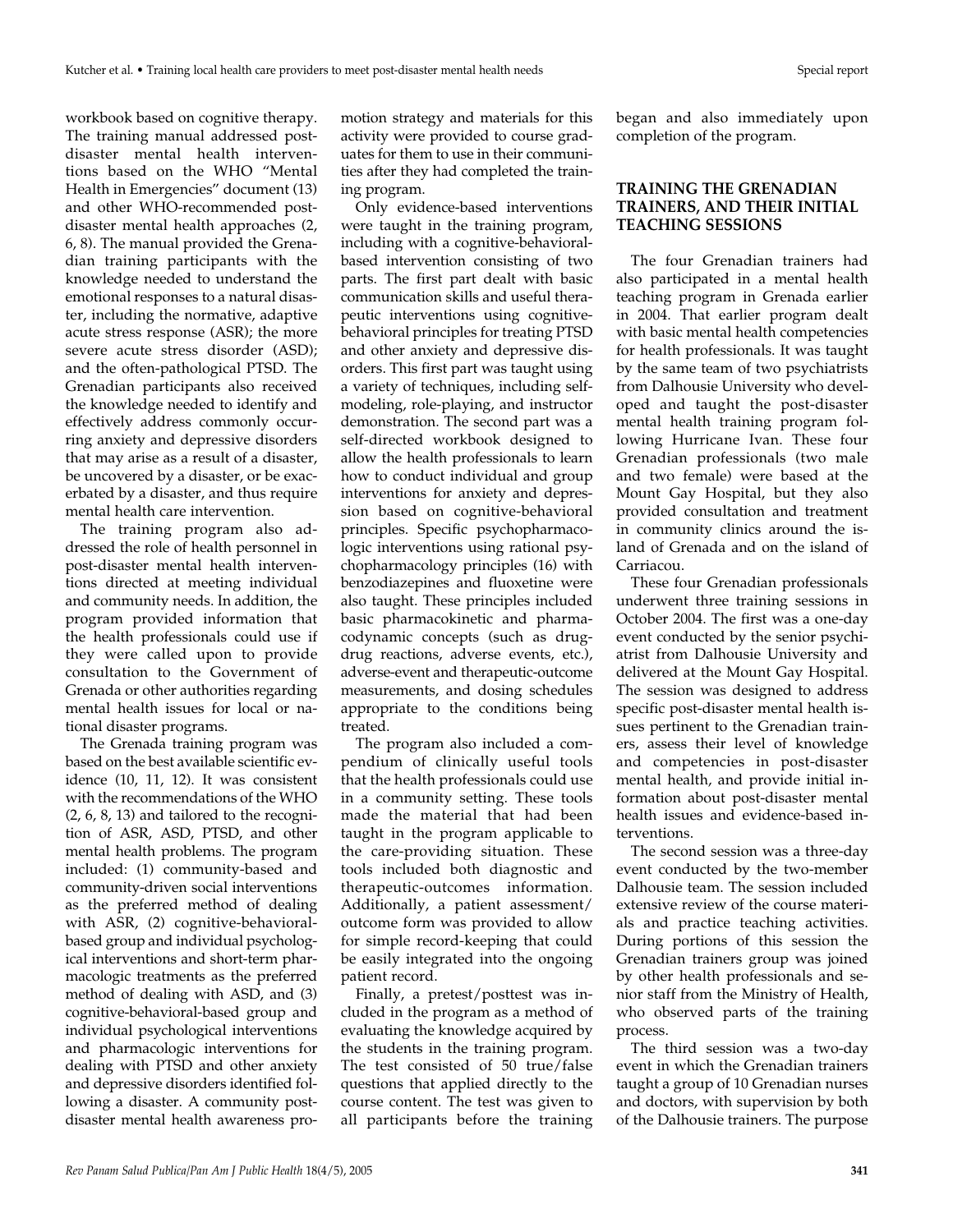workbook based on cognitive therapy. The training manual addressed post-disaster mental health interventions based on the WHO "Mental Health in Emergencies" document (13) and other WHO-recommended post-disaster mental health approaches (2, 6, 8). The manual provided the Grenadian training participants with the knowledge needed to understand the emotional responses to a natural disaster, including the normative, adaptive acute stress response (ASR); the more severe acute stress disorder (ASD); and the often-pathological PTSD. The Grenadian participants also received the knowledge needed to identify and effectively address commonly occurring anxiety and depressive disorders that may arise as a result of a disaster, be uncovered by a disaster, or be exacerbated by a disaster, and thus require mental health care intervention.

The training program also addressed the role of health personnel in post-disaster mental health interventions directed at meeting individual and community needs. In addition, the program provided information that the health professionals could use if they were called upon to provide consultation to the Government of Grenada or other authorities regarding mental health issues for local or national disaster programs.

The Grenada training program was based on the best available scientific evidence (10, 11, 12). It was consistent with the recommendations of the WHO (2, 6, 8, 13) and tailored to the recognition of ASR, ASD, PTSD, and other mental health problems. The program included: (1) community-based and community-driven social interventions as the preferred method of dealing with ASR, (2) cognitive-behavioral-based group and individual psychological interventions and short-term pharmacologic treatments as the preferred method of dealing with ASD, and (3) cognitive-behavioral-based group and individual psychological interventions and pharmacologic interventions for dealing with PTSD and other anxiety and depressive disorders identified following a disaster. A community post-disaster mental health awareness promotion strategy and materials for this activity were provided to course graduates for them to use in their communities after they had completed the training program.

Only evidence-based interventions were taught in the training program, including with a cognitive-behavioral-based intervention consisting of two parts. The first part dealt with basic communication skills and useful therapeutic interventions using cognitive-behavioral principles for treating PTSD and other anxiety and depressive disorders. This first part was taught using a variety of techniques, including self-modeling, role-playing, and instructor demonstration. The second part was a self-directed workbook designed to allow the health professionals to learn how to conduct individual and group interventions for anxiety and depression based on cognitive-behavioral principles. Specific psychopharmacologic interventions using rational psychopharmacology principles (16) with benzodiazepines and fluoxetine were also taught. These principles included basic pharmacokinetic and pharmacodynamic concepts (such as drug-drug reactions, adverse events, etc.), adverse-event and therapeutic-outcome measurements, and dosing schedules appropriate to the conditions being treated.

The program also included a compendium of clinically useful tools that the health professionals could use in a community setting. These tools made the material that had been taught in the program applicable to the care-providing situation. These tools included both diagnostic and therapeutic-outcomes information. Additionally, a patient assessment/outcome form was provided to allow for simple record-keeping that could be easily integrated into the ongoing patient record.

Finally, a pretest/posttest was included in the program as a method of evaluating the knowledge acquired by the students in the training program. The test consisted of 50 true/false questions that applied directly to the course content. The test was given to all participants before the training began and also immediately upon completion of the program.

## TRAINING THE GRENADIAN TRAINERS, AND THEIR INITIAL TEACHING SESSIONS

The four Grenadian trainers had also participated in a mental health teaching program in Grenada earlier in 2004. That earlier program dealt with basic mental health competencies for health professionals. It was taught by the same team of two psychiatrists from Dalhousie University who developed and taught the post-disaster mental health training program following Hurricane Ivan. These four Grenadian professionals (two male and two female) were based at the Mount Gay Hospital, but they also provided consultation and treatment in community clinics around the island of Grenada and on the island of Carriacou.

These four Grenadian professionals underwent three training sessions in October 2004. The first was a one-day event conducted by the senior psychiatrist from Dalhousie University and delivered at the Mount Gay Hospital. The session was designed to address specific post-disaster mental health issues pertinent to the Grenadian trainers, assess their level of knowledge and competencies in post-disaster mental health, and provide initial information about post-disaster mental health issues and evidence-based interventions.

The second session was a three-day event conducted by the two-member Dalhousie team. The session included extensive review of the course materials and practice teaching activities. During portions of this session the Grenadian trainers group was joined by other health professionals and senior staff from the Ministry of Health, who observed parts of the training process.

The third session was a two-day event in which the Grenadian trainers taught a group of 10 Grenadian nurses and doctors, with supervision by both of the Dalhousie trainers. The purpose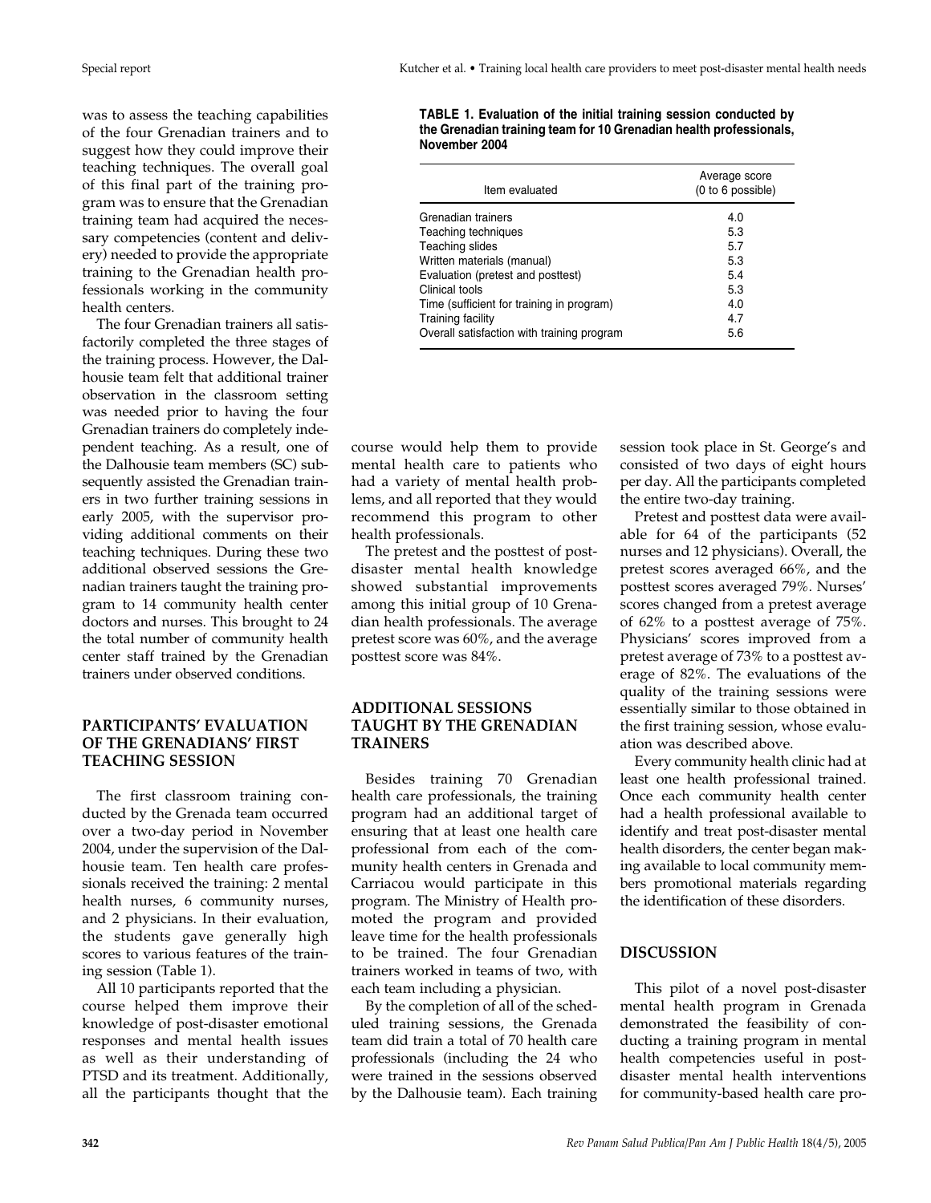was to assess the teaching capabilities of the four Grenadian trainers and to suggest how they could improve their teaching techniques. The overall goal of this final part of the training program was to ensure that the Grenadian training team had acquired the necessary competencies (content and delivery) needed to provide the appropriate training to the Grenadian health professionals working in the community health centers.

The four Grenadian trainers all satisfactorily completed the three stages of the training process. However, the Dalhousie team felt that additional trainer observation in the classroom setting was needed prior to having the four Grenadian trainers do completely independent teaching. As a result, one of the Dalhousie team members (SC) subsequently assisted the Grenadian trainers in two further training sessions in early 2005, with the supervisor providing additional comments on their teaching techniques. During these two additional observed sessions the Grenadian trainers taught the training program to 14 community health center doctors and nurses. This brought to 24 the total number of community health center staff trained by the Grenadian trainers under observed conditions.

**TABLE 1. Evaluation of the initial training session conducted by the Grenadian training team for 10 Grenadian health professionals, November 2004**

| Item evaluated | Average score (0 to 6 possible) |
|---|---|
| Grenadian trainers | 4.0 |
| Teaching techniques | 5.3 |
| Teaching slides | 5.7 |
| Written materials (manual) | 5.3 |
| Evaluation (pretest and posttest) | 5.4 |
| Clinical tools | 5.3 |
| Time (sufficient for training in program) | 4.0 |
| Training facility | 4.7 |
| Overall satisfaction with training program | 5.6 |

## PARTICIPANTS' EVALUATION OF THE GRENADIANS' FIRST TEACHING SESSION

The first classroom training conducted by the Grenada team occurred over a two-day period in November 2004, under the supervision of the Dalhousie team. Ten health care professionals received the training: 2 mental health nurses, 6 community nurses, and 2 physicians. In their evaluation, the students gave generally high scores to various features of the training session (Table 1).

All 10 participants reported that the course helped them improve their knowledge of post-disaster emotional responses and mental health issues as well as their understanding of PTSD and its treatment. Additionally, all the participants thought that the course would help them to provide mental health care to patients who had a variety of mental health problems, and all reported that they would recommend this program to other health professionals.

The pretest and the posttest of post-disaster mental health knowledge showed substantial improvements among this initial group of 10 Grenadian health professionals. The average pretest score was 60%, and the average posttest score was 84%.

## ADDITIONAL SESSIONS TAUGHT BY THE GRENADIAN TRAINERS

Besides training 70 Grenadian health care professionals, the training program had an additional target of ensuring that at least one health care professional from each of the community health centers in Grenada and Carriacou would participate in this program. The Ministry of Health promoted the program and provided leave time for the health professionals to be trained. The four Grenadian trainers worked in teams of two, with each team including a physician.

By the completion of all of the scheduled training sessions, the Grenada team did train a total of 70 health care professionals (including the 24 who were trained in the sessions observed by the Dalhousie team). Each training session took place in St. George's and consisted of two days of eight hours per day. All the participants completed the entire two-day training.

Pretest and posttest data were available for 64 of the participants (52 nurses and 12 physicians). Overall, the pretest scores averaged 66%, and the posttest scores averaged 79%. Nurses' scores changed from a pretest average of 62% to a posttest average of 75%. Physicians' scores improved from a pretest average of 73% to a posttest average of 82%. The evaluations of the quality of the training sessions were essentially similar to those obtained in the first training session, whose evaluation was described above.

Every community health clinic had at least one health professional trained. Once each community health center had a health professional available to identify and treat post-disaster mental health disorders, the center began making available to local community members promotional materials regarding the identification of these disorders.

## DISCUSSION

This pilot of a novel post-disaster mental health program in Grenada demonstrated the feasibility of conducting a training program in mental health competencies useful in post-disaster mental health interventions for community-based health care pro-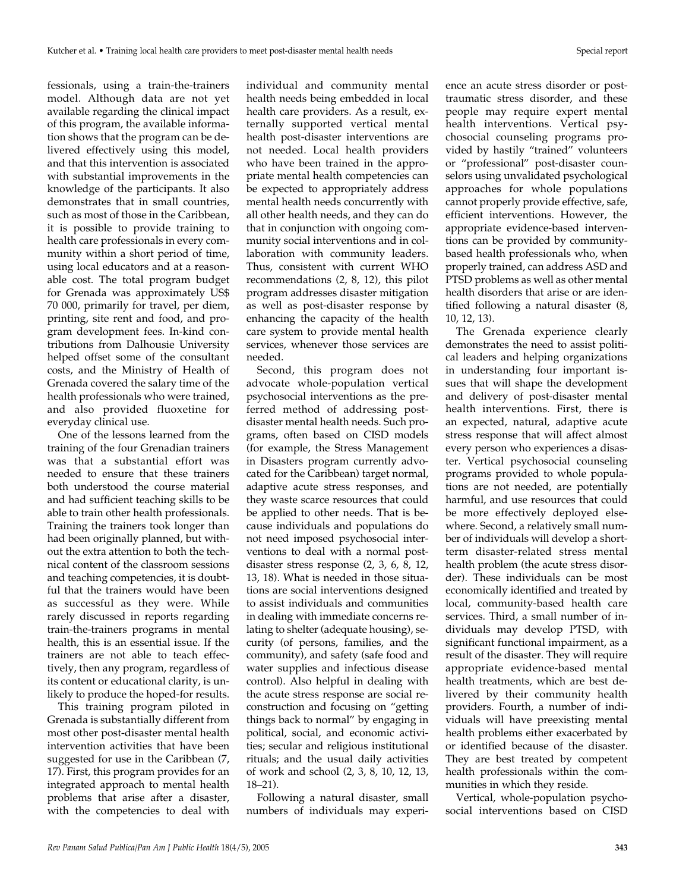fessionals, using a train-the-trainers model. Although data are not yet available regarding the clinical impact of this program, the available information shows that the program can be delivered effectively using this model, and that this intervention is associated with substantial improvements in the knowledge of the participants. It also demonstrates that in small countries, such as most of those in the Caribbean, it is possible to provide training to health care professionals in every community within a short period of time, using local educators and at a reasonable cost. The total program budget for Grenada was approximately US$ 70 000, primarily for travel, per diem, printing, site rent and food, and program development fees. In-kind contributions from Dalhousie University helped offset some of the consultant costs, and the Ministry of Health of Grenada covered the salary time of the health professionals who were trained, and also provided fluoxetine for everyday clinical use.

One of the lessons learned from the training of the four Grenadian trainers was that a substantial effort was needed to ensure that these trainers both understood the course material and had sufficient teaching skills to be able to train other health professionals. Training the trainers took longer than had been originally planned, but without the extra attention to both the technical content of the classroom sessions and teaching competencies, it is doubtful that the trainers would have been as successful as they were. While rarely discussed in reports regarding train-the-trainers programs in mental health, this is an essential issue. If the trainers are not able to teach effectively, then any program, regardless of its content or educational clarity, is unlikely to produce the hoped-for results.

This training program piloted in Grenada is substantially different from most other post-disaster mental health intervention activities that have been suggested for use in the Caribbean (7, 17). First, this program provides for an integrated approach to mental health problems that arise after a disaster, with the competencies to deal with individual and community mental health needs being embedded in local health care providers. As a result, externally supported vertical mental health post-disaster interventions are not needed. Local health providers who have been trained in the appropriate mental health competencies can be expected to appropriately address mental health needs concurrently with all other health needs, and they can do that in conjunction with ongoing community social interventions and in collaboration with community leaders. Thus, consistent with current WHO recommendations (2, 8, 12), this pilot program addresses disaster mitigation as well as post-disaster response by enhancing the capacity of the health care system to provide mental health services, whenever those services are needed.

Second, this program does not advocate whole-population vertical psychosocial interventions as the preferred method of addressing post-disaster mental health needs. Such programs, often based on CISD models (for example, the Stress Management in Disasters program currently advocated for the Caribbean) target normal, adaptive acute stress responses, and they waste scarce resources that could be applied to other needs. That is because individuals and populations do not need imposed psychosocial interventions to deal with a normal post-disaster stress response (2, 3, 6, 8, 12, 13, 18). What is needed in those situations are social interventions designed to assist individuals and communities in dealing with immediate concerns relating to shelter (adequate housing), security (of persons, families, and the community), and safety (safe food and water supplies and infectious disease control). Also helpful in dealing with the acute stress response are social reconstruction and focusing on "getting things back to normal" by engaging in political, social, and economic activities; secular and religious institutional rituals; and the usual daily activities of work and school (2, 3, 8, 10, 12, 13, 18–21).

Following a natural disaster, small numbers of individuals may experience an acute stress disorder or post-traumatic stress disorder, and these people may require expert mental health interventions. Vertical psychosocial counseling programs provided by hastily "trained" volunteers or "professional" post-disaster counselors using unvalidated psychological approaches for whole populations cannot properly provide effective, safe, efficient interventions. However, the appropriate evidence-based interventions can be provided by community-based health professionals who, when properly trained, can address ASD and PTSD problems as well as other mental health disorders that arise or are identified following a natural disaster (8, 10, 12, 13).

The Grenada experience clearly demonstrates the need to assist political leaders and helping organizations in understanding four important issues that will shape the development and delivery of post-disaster mental health interventions. First, there is an expected, natural, adaptive acute stress response that will affect almost every person who experiences a disaster. Vertical psychosocial counseling programs provided to whole populations are not needed, are potentially harmful, and use resources that could be more effectively deployed elsewhere. Second, a relatively small number of individuals will develop a short-term disaster-related stress mental health problem (the acute stress disorder). These individuals can be most economically identified and treated by local, community-based health care services. Third, a small number of individuals may develop PTSD, with significant functional impairment, as a result of the disaster. They will require appropriate evidence-based mental health treatments, which are best delivered by their community health providers. Fourth, a number of individuals will have preexisting mental health problems either exacerbated by or identified because of the disaster. They are best treated by competent health professionals within the communities in which they reside.

Vertical, whole-population psychosocial interventions based on CISD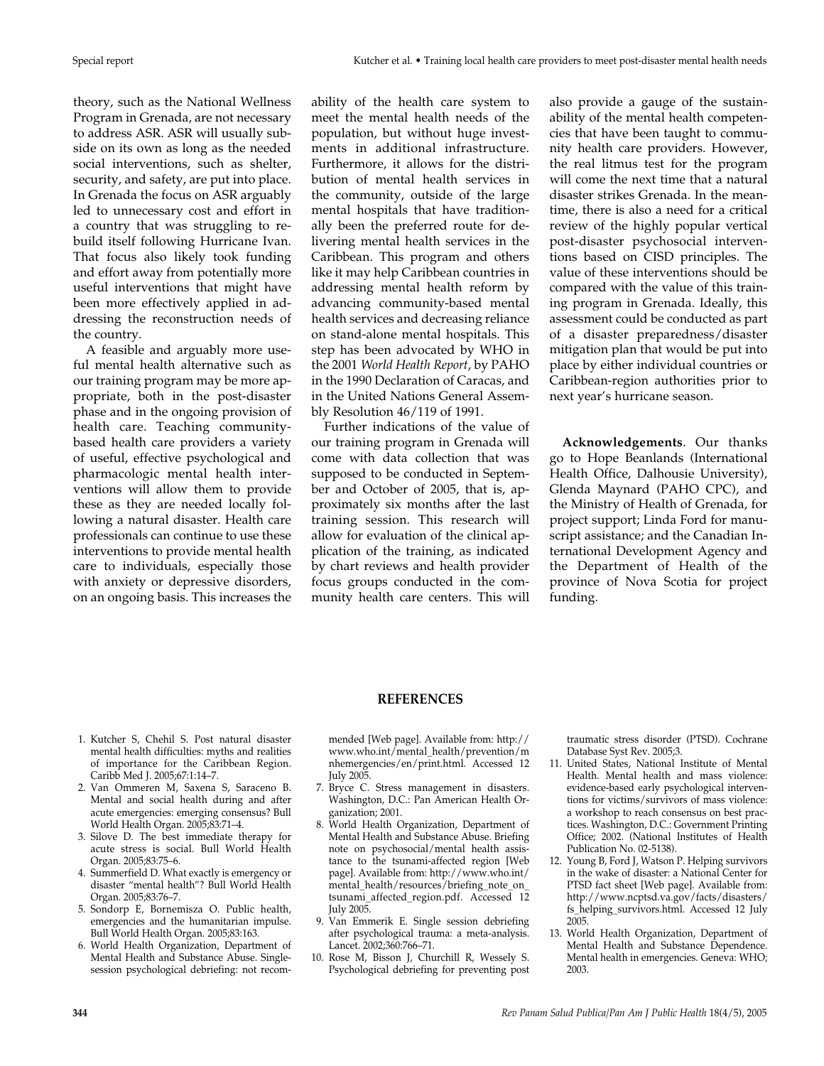theory, such as the National Wellness Program in Grenada, are not necessary to address ASR. ASR will usually subside on its own as long as the needed social interventions, such as shelter, security, and safety, are put into place. In Grenada the focus on ASR arguably led to unnecessary cost and effort in a country that was struggling to rebuild itself following Hurricane Ivan. That focus also likely took funding and effort away from potentially more useful interventions that might have been more effectively applied in addressing the reconstruction needs of the country.

A feasible and arguably more useful mental health alternative such as our training program may be more appropriate, both in the post-disaster phase and in the ongoing provision of health care. Teaching community-based health care providers a variety of useful, effective psychological and pharmacologic mental health interventions will allow them to provide these as they are needed locally following a natural disaster. Health care professionals can continue to use these interventions to provide mental health care to individuals, especially those with anxiety or depressive disorders, on an ongoing basis. This increases the ability of the health care system to meet the mental health needs of the population, but without huge investments in additional infrastructure. Furthermore, it allows for the distribution of mental health services in the community, outside of the large mental hospitals that have traditionally been the preferred route for delivering mental health services in the Caribbean. This program and others like it may help Caribbean countries in addressing mental health reform by advancing community-based mental health services and decreasing reliance on stand-alone mental hospitals. This step has been advocated by WHO in the 2001 *World Health Report*, by PAHO in the 1990 Declaration of Caracas, and in the United Nations General Assembly Resolution 46/119 of 1991.

Further indications of the value of our training program in Grenada will come with data collection that was supposed to be conducted in September and October of 2005, that is, approximately six months after the last training session. This research will allow for evaluation of the clinical application of the training, as indicated by chart reviews and health provider focus groups conducted in the community health care centers. This will also provide a gauge of the sustainability of the mental health competencies that have been taught to community health care providers. However, the real litmus test for the program will come the next time that a natural disaster strikes Grenada. In the meantime, there is also a need for a critical review of the highly popular vertical post-disaster psychosocial interventions based on CISD principles. The value of these interventions should be compared with the value of this training program in Grenada. Ideally, this assessment could be conducted as part of a disaster preparedness/disaster mitigation plan that would be put into place by either individual countries or Caribbean-region authorities prior to next year's hurricane season.

**Acknowledgements**. Our thanks go to Hope Beanlands (International Health Office, Dalhousie University), Glenda Maynard (PAHO CPC), and the Ministry of Health of Grenada, for project support; Linda Ford for manuscript assistance; and the Canadian International Development Agency and the Department of Health of the province of Nova Scotia for project funding.

## REFERENCES

1. Kutcher S, Chehil S. Post natural disaster mental health difficulties: myths and realities of importance for the Caribbean Region. Carib Med J. 2005;67:1:14–7.
2. Van Ommeren M, Saxena S, Saraceno B. Mental and social health during and after acute emergencies: emerging consensus? Bull World Health Organ. 2005;83:71–4.
3. Silove D. The best immediate therapy for acute stress is social. Bull World Health Organ. 2005;83:75–6.
4. Summerfield D. What exactly is emergency or disaster "mental health"? Bull World Health Organ. 2005;83:76–7.
5. Sondorp E, Bornemisza O. Public health, emergencies and the humanitarian impulse. Bull World Health Organ. 2005;83:163.
6. World Health Organization, Department of Mental Health and Substance Abuse. Single-session psychological debriefing: not recommended [Web page]. Available from: http://www.who.int/mental_health/prevention/mnhemergencies/en/print.html. Accessed 12 July 2005.
7. Bryce C. Stress management in disasters. Washington, D.C.: Pan American Health Organization; 2001.
8. World Health Organization, Department of Mental Health and Substance Abuse. Briefing note on psychosocial/mental health assistance to the tsunami-affected region [Web page]. Available from: http://www.who.int/mental_health/resources/briefing_note_on_tsunami_affected_region.pdf. Accessed 12 July 2005.
9. Van Emmerik E. Single session debriefing after psychological trauma: a meta-analysis. Lancet. 2002;360:766–71.
10. Rose M, Bisson J, Churchill R, Wessely S. Psychological debriefing for preventing post traumatic stress disorder (PTSD). Cochrane Database Syst Rev. 2005;3.
11. United States, National Institute of Mental Health. Mental health and mass violence: evidence-based early psychological interventions for victims/survivors of mass violence: a workshop to reach consensus on best practices. Washington, D.C.: Government Printing Office; 2002. (National Institutes of Health Publication No. 02-5138).
12. Young B, Ford J, Watson P. Helping survivors in the wake of disaster: a National Center for PTSD fact sheet [Web page]. Available from: http://www.ncptsd.va.gov/facts/disasters/fs_helping_survivors.html. Accessed 12 July 2005.
13. World Health Organization, Department of Mental Health and Substance Dependence. Mental health in emergencies. Geneva: WHO; 2003.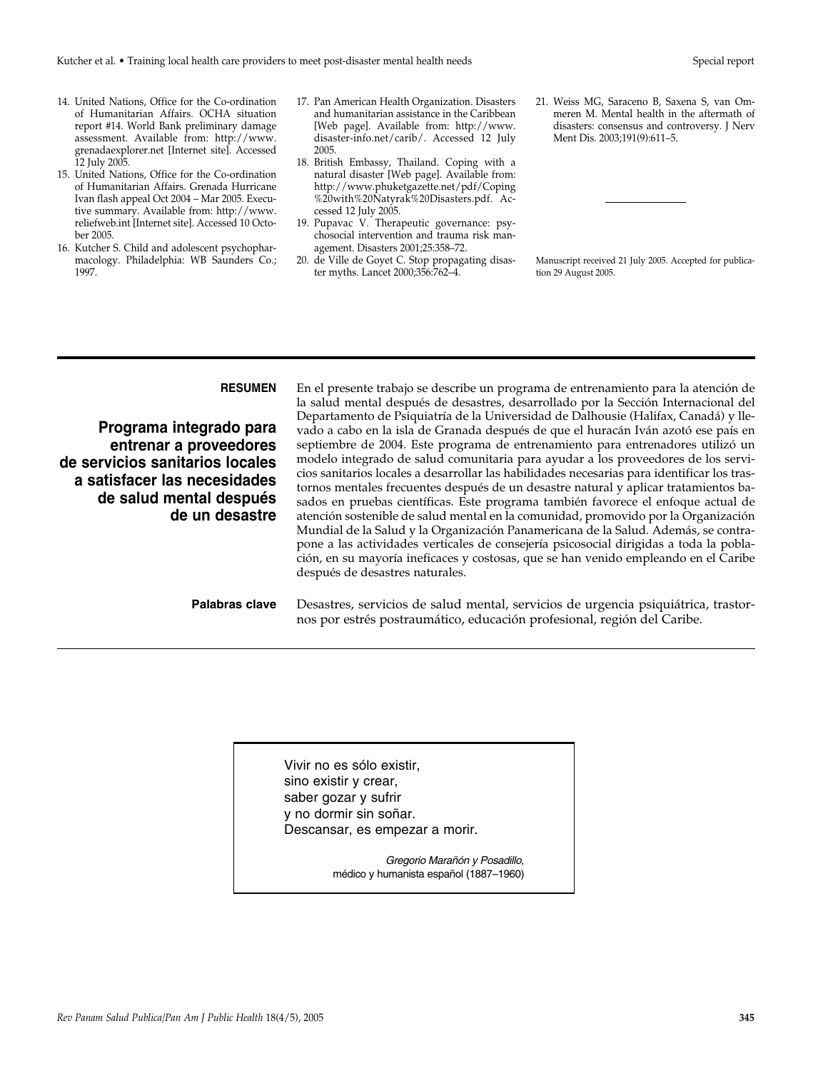14. United Nations, Office for the Co-ordination of Humanitarian Affairs. OCHA situation report #14. World Bank preliminary damage assessment. Available from: http://www.grenadaexplorer.net [Internet site]. Accessed 12 July 2005.
15. United Nations, Office for the Co-ordination of Humanitarian Affairs. Grenada Hurricane Ivan flash appeal Oct 2004 – Mar 2005. Executive summary. Available from: http://www.reliefweb.int [Internet site]. Accessed 10 October 2005.
16. Kutcher S. Child and adolescent psychopharmacology. Philadelphia: WB Saunders Co.; 1997.
17. Pan American Health Organization. Disasters and humanitarian assistance in the Caribbean [Web page]. Available from: http://www.disaster-info.net/carib/. Accessed 12 July 2005.
18. British Embassy, Thailand. Coping with a natural disaster [Web page]. Available from: http://www.phuketgazette.net/pdf/Coping%20with%20Natyrak%20Disasters.pdf. Accessed 12 July 2005.
19. Pupavac V. Therapeutic governance: psychosocial intervention and trauma risk management. Disasters 2001;25:358–72.
20. de Ville de Goyet C. Stop propagating disaster myths. Lancet 2000;356:762–4.
21. Weiss MG, Saraceno B, Saxena S, van Ommeren M. Mental health in the aftermath of disasters: consensus and controversy. J Nerv Ment Dis. 2003;191(9):611–5.

Manuscript received 21 July 2005. Accepted for publication 29 August 2005.

---

**RESUMEN**

## Programa integrado para entrenar a proveedores de servicios sanitarios locales a satisfacer las necesidades de salud mental después de un desastre

En el presente trabajo se describe un programa de entrenamiento para la atención de la salud mental después de desastres, desarrollado por la Sección Internacional del Departamento de Psiquiatría de la Universidad de Dalhousie (Halifax, Canadá) y llevado a cabo en la isla de Granada después de que el huracán Iván azotó ese país en septiembre de 2004. Este programa de entrenamiento para entrenadores utilizó un modelo integrado de salud comunitaria para ayudar a los proveedores de los servicios sanitarios locales a desarrollar las habilidades necesarias para identificar los trastornos mentales frecuentes después de un desastre natural y aplicar tratamientos basados en pruebas científicas. Este programa también favorece el enfoque actual de atención sostenible de salud mental en la comunidad, promovido por la Organización Mundial de la Salud y la Organización Panamericana de la Salud. Además, se contrapone a las actividades verticales de consejería psicosocial dirigidas a toda la población, en su mayoría ineficaces y costosas, que se han venido empleando en el Caribe después de desastres naturales.

**Palabras clave** Desastres, servicios de salud mental, servicios de urgencia psiquiátrica, trastornos por estrés postraumático, educación profesional, región del Caribe.

---

Vivir no es sólo existir,
sino existir y crear,
saber gozar y sufrir
y no dormir sin soñar.
Descansar, es empezar a morir.

*Gregorio Marañón y Posadillo,*
médico y humanista español (1887–1960)